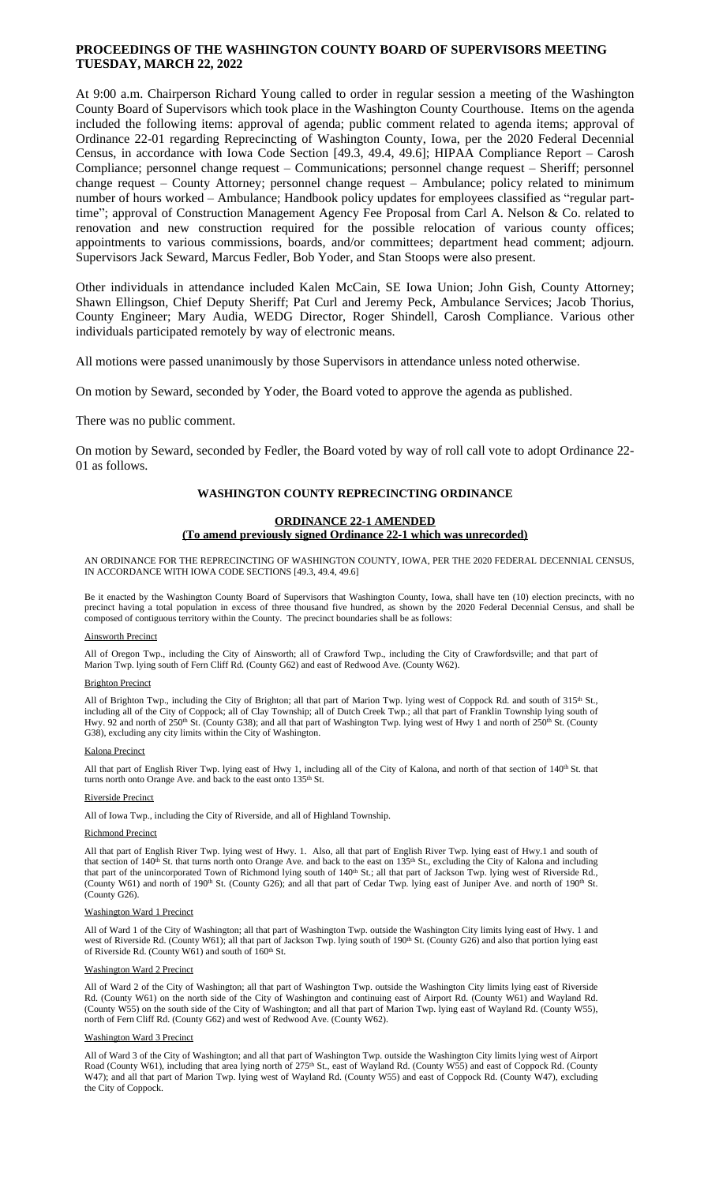# PROCEEDINGS OF THE WASHINGTON COUNTY BOARD OF SUPERVISORS MEETING TUESDAY, MARCH 22, 2022

At 9:00 a.m. Chairperson Richard Young called to order in regular session a meeting of the Washington County Board of Supervisors which took place in the Washington County Courthouse. Items on the agenda included the following items: approval of agenda; public comment related to agenda items; approval of Ordinance 22-01 regarding Reprecincting of Washington County, Iowa, per the 2020 Federal Decennial Census, in accordance with Iowa Code Section [49.3, 49.4, 49.6]; HIPAA Compliance Report – Carosh Compliance; personnel change request – Communications; personnel change request – Sheriff; personnel change request – County Attorney; personnel change request – Ambulance; policy related to minimum number of hours worked – Ambulance; Handbook policy updates for employees classified as "regular part-time"; approval of Construction Management Agency Fee Proposal from Carl A. Nelson & Co. related to renovation and new construction required for the possible relocation of various county offices; appointments to various commissions, boards, and/or committees; department head comment; adjourn. Supervisors Jack Seward, Marcus Fedler, Bob Yoder, and Stan Stoops were also present.

Other individuals in attendance included Kalen McCain, SE Iowa Union; John Gish, County Attorney; Shawn Ellingson, Chief Deputy Sheriff; Pat Curl and Jeremy Peck, Ambulance Services; Jacob Thorius, County Engineer; Mary Audia, WEDG Director, Roger Shindell, Carosh Compliance. Various other individuals participated remotely by way of electronic means.

All motions were passed unanimously by those Supervisors in attendance unless noted otherwise.

On motion by Seward, seconded by Yoder, the Board voted to approve the agenda as published.

There was no public comment.

On motion by Seward, seconded by Fedler, the Board voted by way of roll call vote to adopt Ordinance 22-01 as follows.

## WASHINGTON COUNTY REPRECINCTING ORDINANCE

### ORDINANCE 22-1 AMENDED
### (To amend previously signed Ordinance 22-1 which was unrecorded)

AN ORDINANCE FOR THE REPRECINCTING OF WASHINGTON COUNTY, IOWA, PER THE 2020 FEDERAL DECENNIAL CENSUS, IN ACCORDANCE WITH IOWA CODE SECTIONS [49.3, 49.4, 49.6]

Be it enacted by the Washington County Board of Supervisors that Washington County, Iowa, shall have ten (10) election precincts, with no precinct having a total population in excess of three thousand five hundred, as shown by the 2020 Federal Decennial Census, and shall be composed of contiguous territory within the County. The precinct boundaries shall be as follows:

Ainsworth Precinct

All of Oregon Twp., including the City of Ainsworth; all of Crawford Twp., including the City of Crawfordsville; and that part of Marion Twp. lying south of Fern Cliff Rd. (County G62) and east of Redwood Ave. (County W62).

Brighton Precinct

All of Brighton Twp., including the City of Brighton; all that part of Marion Twp. lying west of Coppock Rd. and south of 315th St., including all of the City of Coppock; all of Clay Township; all of Dutch Creek Twp.; all that part of Franklin Township lying south of Hwy. 92 and north of 250th St. (County G38); and all that part of Washington Twp. lying west of Hwy 1 and north of 250th St. (County G38), excluding any city limits within the City of Washington.

Kalona Precinct

All that part of English River Twp. lying east of Hwy 1, including all of the City of Kalona, and north of that section of 140th St. that turns north onto Orange Ave. and back to the east onto 135th St.

Riverside Precinct

All of Iowa Twp., including the City of Riverside, and all of Highland Township.

Richmond Precinct

All that part of English River Twp. lying west of Hwy. 1. Also, all that part of English River Twp. lying east of Hwy.1 and south of that section of 140th St. that turns north onto Orange Ave. and back to the east on 135th St., excluding the City of Kalona and including that part of the unincorporated Town of Richmond lying south of 140th St.; all that part of Jackson Twp. lying west of Riverside Rd., (County W61) and north of 190th St. (County G26); and all that part of Cedar Twp. lying east of Juniper Ave. and north of 190th St. (County G26).

Washington Ward 1 Precinct

All of Ward 1 of the City of Washington; all that part of Washington Twp. outside the Washington City limits lying east of Hwy. 1 and west of Riverside Rd. (County W61); all that part of Jackson Twp. lying south of 190th St. (County G26) and also that portion lying east of Riverside Rd. (County W61) and south of 160th St.

Washington Ward 2 Precinct

All of Ward 2 of the City of Washington; all that part of Washington Twp. outside the Washington City limits lying east of Riverside Rd. (County W61) on the north side of the City of Washington and continuing east of Airport Rd. (County W61) and Wayland Rd. (County W55) on the south side of the City of Washington; and all that part of Marion Twp. lying east of Wayland Rd. (County W55), north of Fern Cliff Rd. (County G62) and west of Redwood Ave. (County W62).

Washington Ward 3 Precinct

All of Ward 3 of the City of Washington; and all that part of Washington Twp. outside the Washington City limits lying west of Airport Road (County W61), including that area lying north of 275th St., east of Wayland Rd. (County W55) and east of Coppock Rd. (County W47); and all that part of Marion Twp. lying west of Wayland Rd. (County W55) and east of Coppock Rd. (County W47), excluding the City of Coppock.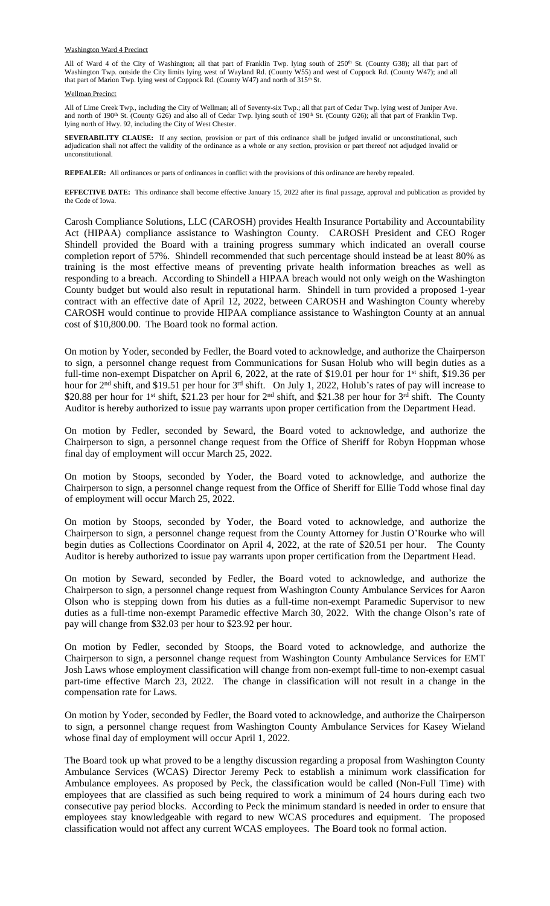Washington Ward 4 Precinct

All of Ward 4 of the City of Washington; all that part of Franklin Twp. lying south of 250th St. (County G38); all that part of Washington Twp. outside the City limits lying west of Wayland Rd. (County W55) and west of Coppock Rd. (County W47); and all that part of Marion Twp. lying west of Coppock Rd. (County W47) and north of 315th St.

Wellman Precinct

All of Lime Creek Twp., including the City of Wellman; all of Seventy-six Twp.; all that part of Cedar Twp. lying west of Juniper Ave. and north of 190th St. (County G26) and also all of Cedar Twp. lying south of 190th St. (County G26); all that part of Franklin Twp. lying north of Hwy. 92, including the City of West Chester.

**SEVERABILITY CLAUSE:** If any section, provision or part of this ordinance shall be judged invalid or unconstitutional, such adjudication shall not affect the validity of the ordinance as a whole or any section, provision or part thereof not adjudged invalid or unconstitutional.

**REPEALER:** All ordinances or parts of ordinances in conflict with the provisions of this ordinance are hereby repealed.

**EFFECTIVE DATE:** This ordinance shall become effective January 15, 2022 after its final passage, approval and publication as provided by the Code of Iowa.

Carosh Compliance Solutions, LLC (CAROSH) provides Health Insurance Portability and Accountability Act (HIPAA) compliance assistance to Washington County. CAROSH President and CEO Roger Shindell provided the Board with a training progress summary which indicated an overall course completion report of 57%. Shindell recommended that such percentage should instead be at least 80% as training is the most effective means of preventing private health information breaches as well as responding to a breach. According to Shindell a HIPAA breach would not only weigh on the Washington County budget but would also result in reputational harm. Shindell in turn provided a proposed 1-year contract with an effective date of April 12, 2022, between CAROSH and Washington County whereby CAROSH would continue to provide HIPAA compliance assistance to Washington County at an annual cost of $10,800.00. The Board took no formal action.

On motion by Yoder, seconded by Fedler, the Board voted to acknowledge, and authorize the Chairperson to sign, a personnel change request from Communications for Susan Holub who will begin duties as a full-time non-exempt Dispatcher on April 6, 2022, at the rate of $19.01 per hour for 1st shift, $19.36 per hour for 2nd shift, and $19.51 per hour for 3rd shift. On July 1, 2022, Holub's rates of pay will increase to $20.88 per hour for 1st shift, $21.23 per hour for 2nd shift, and $21.38 per hour for 3rd shift. The County Auditor is hereby authorized to issue pay warrants upon proper certification from the Department Head.

On motion by Fedler, seconded by Seward, the Board voted to acknowledge, and authorize the Chairperson to sign, a personnel change request from the Office of Sheriff for Robyn Hoppman whose final day of employment will occur March 25, 2022.

On motion by Stoops, seconded by Yoder, the Board voted to acknowledge, and authorize the Chairperson to sign, a personnel change request from the Office of Sheriff for Ellie Todd whose final day of employment will occur March 25, 2022.

On motion by Stoops, seconded by Yoder, the Board voted to acknowledge, and authorize the Chairperson to sign, a personnel change request from the County Attorney for Justin O'Rourke who will begin duties as Collections Coordinator on April 4, 2022, at the rate of $20.51 per hour. The County Auditor is hereby authorized to issue pay warrants upon proper certification from the Department Head.

On motion by Seward, seconded by Fedler, the Board voted to acknowledge, and authorize the Chairperson to sign, a personnel change request from Washington County Ambulance Services for Aaron Olson who is stepping down from his duties as a full-time non-exempt Paramedic Supervisor to new duties as a full-time non-exempt Paramedic effective March 30, 2022. With the change Olson's rate of pay will change from $32.03 per hour to $23.92 per hour.

On motion by Fedler, seconded by Stoops, the Board voted to acknowledge, and authorize the Chairperson to sign, a personnel change request from Washington County Ambulance Services for EMT Josh Laws whose employment classification will change from non-exempt full-time to non-exempt casual part-time effective March 23, 2022. The change in classification will not result in a change in the compensation rate for Laws.

On motion by Yoder, seconded by Fedler, the Board voted to acknowledge, and authorize the Chairperson to sign, a personnel change request from Washington County Ambulance Services for Kasey Wieland whose final day of employment will occur April 1, 2022.

The Board took up what proved to be a lengthy discussion regarding a proposal from Washington County Ambulance Services (WCAS) Director Jeremy Peck to establish a minimum work classification for Ambulance employees. As proposed by Peck, the classification would be called (Non-Full Time) with employees that are classified as such being required to work a minimum of 24 hours during each two consecutive pay period blocks. According to Peck the minimum standard is needed in order to ensure that employees stay knowledgeable with regard to new WCAS procedures and equipment. The proposed classification would not affect any current WCAS employees. The Board took no formal action.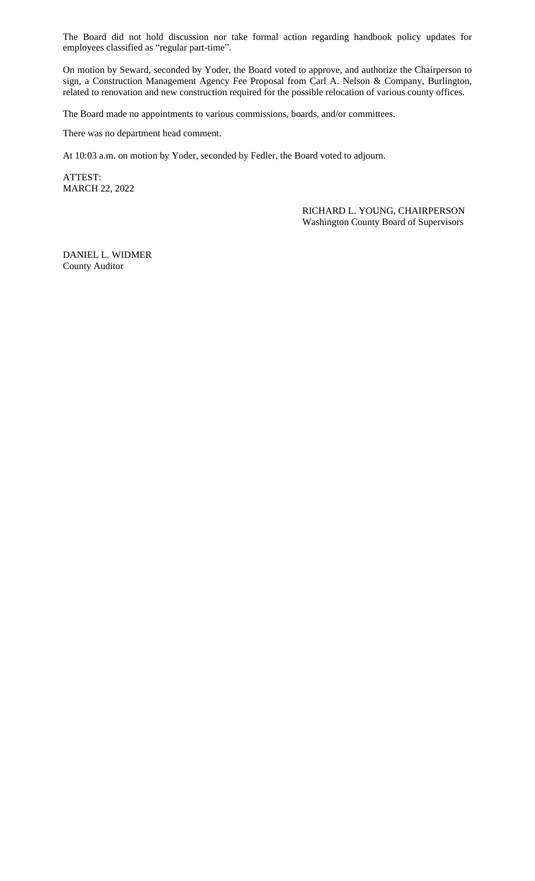The Board did not hold discussion nor take formal action regarding handbook policy updates for employees classified as "regular part-time".

On motion by Seward, seconded by Yoder, the Board voted to approve, and authorize the Chairperson to sign, a Construction Management Agency Fee Proposal from Carl A. Nelson & Company, Burlington, related to renovation and new construction required for the possible relocation of various county offices.

The Board made no appointments to various commissions, boards, and/or committees.

There was no department head comment.

At 10:03 a.m. on motion by Yoder, seconded by Fedler, the Board voted to adjourn.

ATTEST:
MARCH 22, 2022

RICHARD L. YOUNG, CHAIRPERSON
Washington County Board of Supervisors

DANIEL L. WIDMER
County Auditor